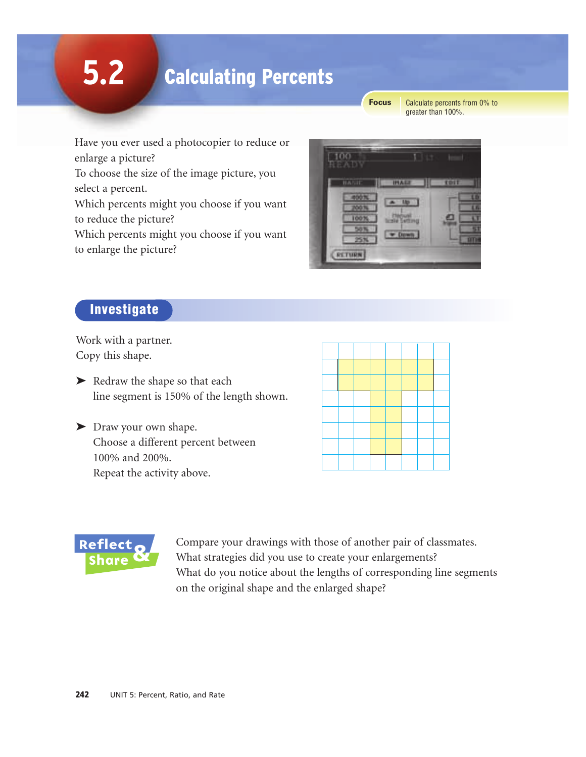# 5.2 Calculating Percents

**Focus** Calculate percents from 0% to greater than 100%.

Have you ever used a photocopier to reduce or enlarge a picture?
To choose the size of the image picture, you select a percent.
Which percents might you choose if you want to reduce the picture?
Which percents might you choose if you want to enlarge the picture?

## Investigate

Work with a partner.
Copy this shape.

➤ Redraw the shape so that each line segment is 150% of the length shown.

➤ Draw your own shape.
Choose a different percent between 100% and 200%.
Repeat the activity above.

## Reflect & Share

Compare your drawings with those of another pair of classmates.
What strategies did you use to create your enlargements?
What do you notice about the lengths of corresponding line segments on the original shape and the enlarged shape?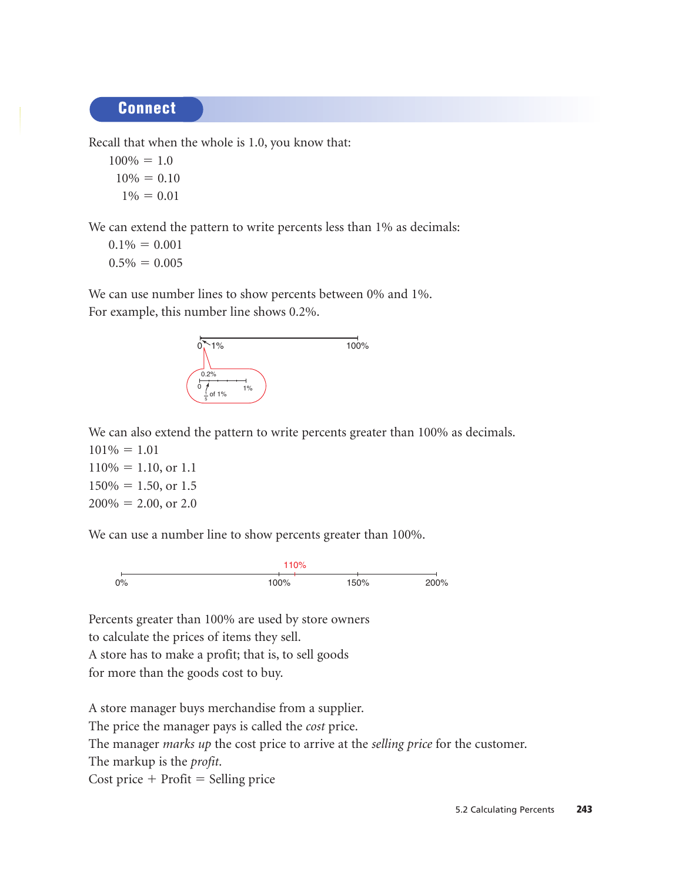## Connect

Recall that when the whole is 1.0, you know that:

100% = 1.0
10% = 0.10
1% = 0.01

We can extend the pattern to write percents less than 1% as decimals:

0.1% = 0.001
0.5% = 0.005

We can use number lines to show percents between 0% and 1%.
For example, this number line shows 0.2%.

0 1% 100%

0.2%
0 1%
$\frac{1}{5}$ of 1%

We can also extend the pattern to write percents greater than 100% as decimals.

101% = 1.01
110% = 1.10, or 1.1
150% = 1.50, or 1.5
200% = 2.00, or 2.0

We can use a number line to show percents greater than 100%.

110%
0% 100% 150% 200%

Percents greater than 100% are used by store owners to calculate the prices of items they sell.
A store has to make a profit; that is, to sell goods for more than the goods cost to buy.

A store manager buys merchandise from a supplier.
The price the manager pays is called the *cost* price.
The manager *marks up* the cost price to arrive at the *selling price* for the customer.
The markup is the *profit*.
Cost price + Profit = Selling price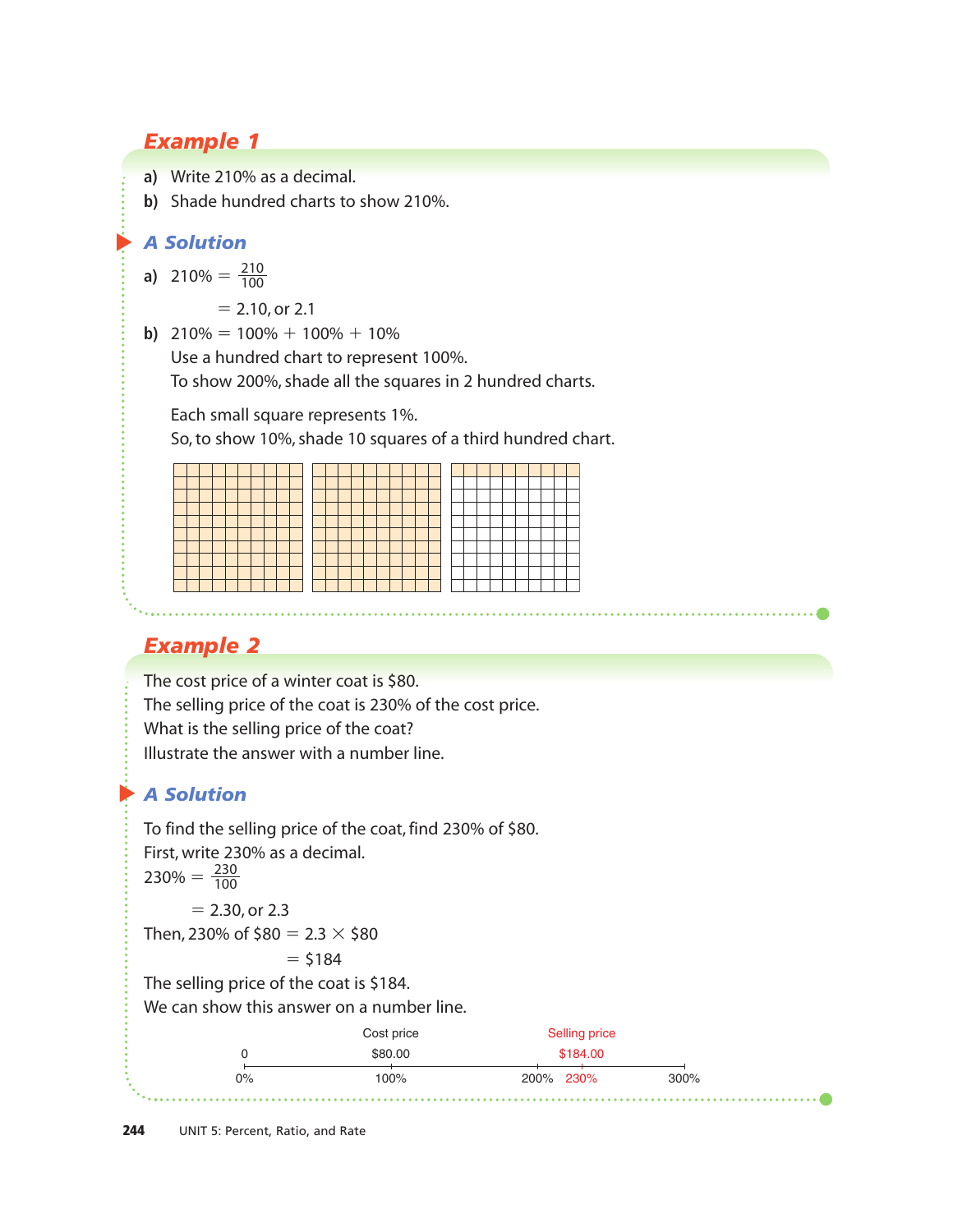## Example 1

**a)** Write 210% as a decimal.

**b)** Shade hundred charts to show 210%.

### A Solution

**a)** $210\% = \frac{210}{100}$

$= 2.10$, or $2.1$

**b)** $210\% = 100\% + 100\% + 10\%$

Use a hundred chart to represent 100%.
To show 200%, shade all the squares in 2 hundred charts.

Each small square represents 1%.
So, to show 10%, shade 10 squares of a third hundred chart.

## Example 2

The cost price of a winter coat is $80.
The selling price of the coat is 230% of the cost price.
What is the selling price of the coat?
Illustrate the answer with a number line.

### A Solution

To find the selling price of the coat, find 230% of $80.
First, write 230% as a decimal.

$230\% = \frac{230}{100}$

$= 2.30$, or $2.3$

Then, 230% of $80 = 2.3 × $80

= $184

The selling price of the coat is $184.
We can show this answer on a number line.

Cost price: $80.00 (100%)
Selling price: $184.00 (230%)

0 — 0%, 100%, 200%, 230%, 300%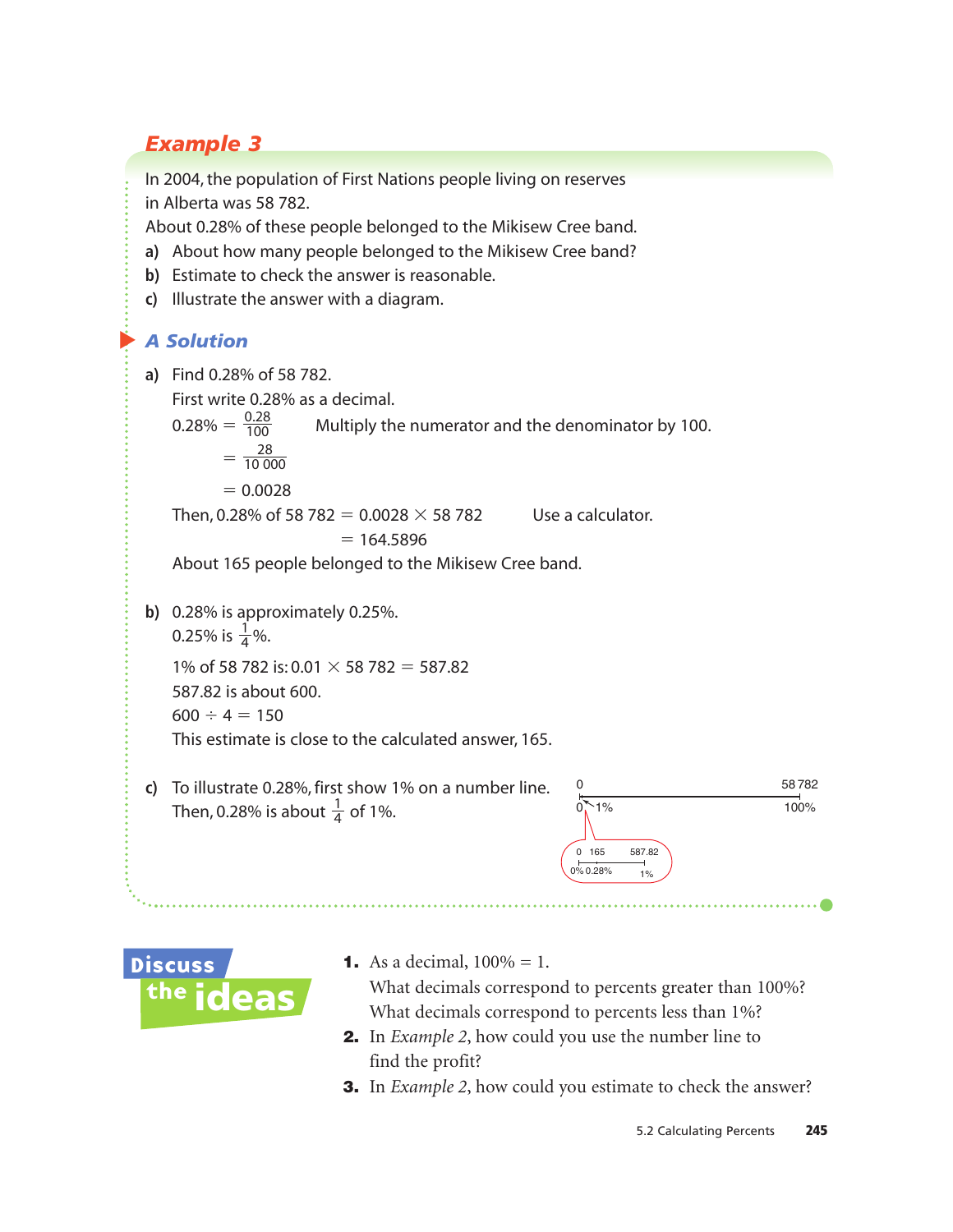## Example 3

In 2004, the population of First Nations people living on reserves in Alberta was 58 782.

About 0.28% of these people belonged to the Mikisew Cree band.

a) About how many people belonged to the Mikisew Cree band?

b) Estimate to check the answer is reasonable.

c) Illustrate the answer with a diagram.

### A Solution

a) Find 0.28% of 58 782.

First write 0.28% as a decimal.

$$0.28\% = \frac{0.28}{100} \quad \text{Multiply the numerator and the denominator by 100.}$$

$$= \frac{28}{10\,000}$$

$$= 0.0028$$

Then, 0.28% of 58 782 $= 0.0028 \times 58\,782$ &nbsp;&nbsp;&nbsp; Use a calculator.

$= 164.5896$

About 165 people belonged to the Mikisew Cree band.

b) 0.28% is approximately 0.25%.

0.25% is $\frac{1}{4}$%.

1% of 58 782 is: $0.01 \times 58\,782 = 587.82$

587.82 is about 600.

$600 \div 4 = 150$

This estimate is close to the calculated answer, 165.

c) To illustrate 0.28%, first show 1% on a number line.

Then, 0.28% is about $\frac{1}{4}$ of 1%.

Number line: 0 to 58 782 (0% to 100%), with 1% marked near 0. Enlarged: 0 (0%), 165 (0.28%), 587.82 (1%).

## Discuss the ideas

1. As a decimal, 100% = 1.
   What decimals correspond to percents greater than 100%?
   What decimals correspond to percents less than 1%?
2. In *Example 2*, how could you use the number line to find the profit?
3. In *Example 2*, how could you estimate to check the answer?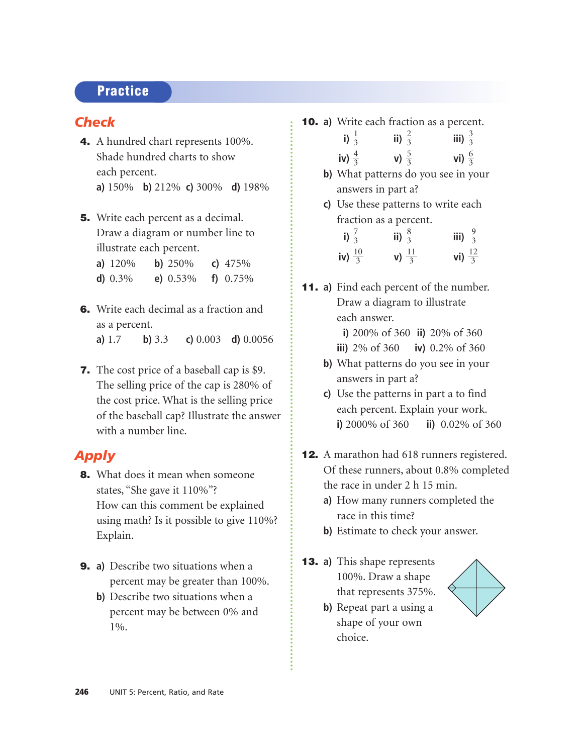## Practice

### Check

**4.** A hundred chart represents 100%. Shade hundred charts to show each percent.

**a)** 150% **b)** 212% **c)** 300% **d)** 198%

**5.** Write each percent as a decimal. Draw a diagram or number line to illustrate each percent.

**a)** 120% **b)** 250% **c)** 475%
**d)** 0.3% **e)** 0.53% **f)** 0.75%

**6.** Write each decimal as a fraction and as a percent.

**a)** 1.7 **b)** 3.3 **c)** 0.003 **d)** 0.0056

**7.** The cost price of a baseball cap is $9. The selling price of the cap is 280% of the cost price. What is the selling price of the baseball cap? Illustrate the answer with a number line.

### Apply

**8.** What does it mean when someone states, "She gave it 110%"? How can this comment be explained using math? Is it possible to give 110%? Explain.

**9. a)** Describe two situations when a percent may be greater than 100%.

**b)** Describe two situations when a percent may be between 0% and 1%.

**10. a)** Write each fraction as a percent.

**i)** $\frac{1}{3}$ **ii)** $\frac{2}{3}$ **iii)** $\frac{3}{3}$
**iv)** $\frac{4}{3}$ **v)** $\frac{5}{3}$ **vi)** $\frac{6}{3}$

**b)** What patterns do you see in your answers in part a?

**c)** Use these patterns to write each fraction as a percent.

**i)** $\frac{7}{3}$ **ii)** $\frac{8}{3}$ **iii)** $\frac{9}{3}$
**iv)** $\frac{10}{3}$ **v)** $\frac{11}{3}$ **vi)** $\frac{12}{3}$

**11. a)** Find each percent of the number. Draw a diagram to illustrate each answer.

**i)** 200% of 360 **ii)** 20% of 360
**iii)** 2% of 360 **iv)** 0.2% of 360

**b)** What patterns do you see in your answers in part a?

**c)** Use the patterns in part a to find each percent. Explain your work.

**i)** 2000% of 360 **ii)** 0.02% of 360

**12.** A marathon had 618 runners registered. Of these runners, about 0.8% completed the race in under 2 h 15 min.

**a)** How many runners completed the race in this time?

**b)** Estimate to check your answer.

**13. a)** This shape represents 100%. Draw a shape that represents 375%.

**b)** Repeat part a using a shape of your own choice.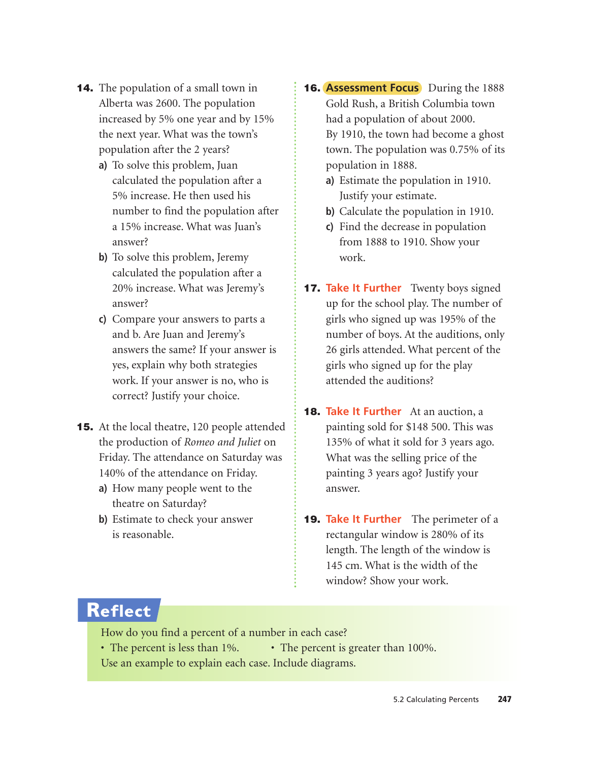**14.** The population of a small town in Alberta was 2600. The population increased by 5% one year and by 15% the next year. What was the town's population after the 2 years?

a) To solve this problem, Juan calculated the population after a 5% increase. He then used his number to find the population after a 15% increase. What was Juan's answer?

b) To solve this problem, Jeremy calculated the population after a 20% increase. What was Jeremy's answer?

c) Compare your answers to parts a and b. Are Juan and Jeremy's answers the same? If your answer is yes, explain why both strategies work. If your answer is no, who is correct? Justify your choice.

**15.** At the local theatre, 120 people attended the production of *Romeo and Juliet* on Friday. The attendance on Saturday was 140% of the attendance on Friday.

a) How many people went to the theatre on Saturday?

b) Estimate to check your answer is reasonable.

**16.** **Assessment Focus** During the 1888 Gold Rush, a British Columbia town had a population of about 2000. By 1910, the town had become a ghost town. The population was 0.75% of its population in 1888.

a) Estimate the population in 1910. Justify your estimate.

b) Calculate the population in 1910.

c) Find the decrease in population from 1888 to 1910. Show your work.

**17.** **Take It Further** Twenty boys signed up for the school play. The number of girls who signed up was 195% of the number of boys. At the auditions, only 26 girls attended. What percent of the girls who signed up for the play attended the auditions?

**18.** **Take It Further** At an auction, a painting sold for $148 500. This was 135% of what it sold for 3 years ago. What was the selling price of the painting 3 years ago? Justify your answer.

**19.** **Take It Further** The perimeter of a rectangular window is 280% of its length. The length of the window is 145 cm. What is the width of the window? Show your work.

## Reflect

How do you find a percent of a number in each case?

- The percent is less than 1%.
- The percent is greater than 100%.

Use an example to explain each case. Include diagrams.